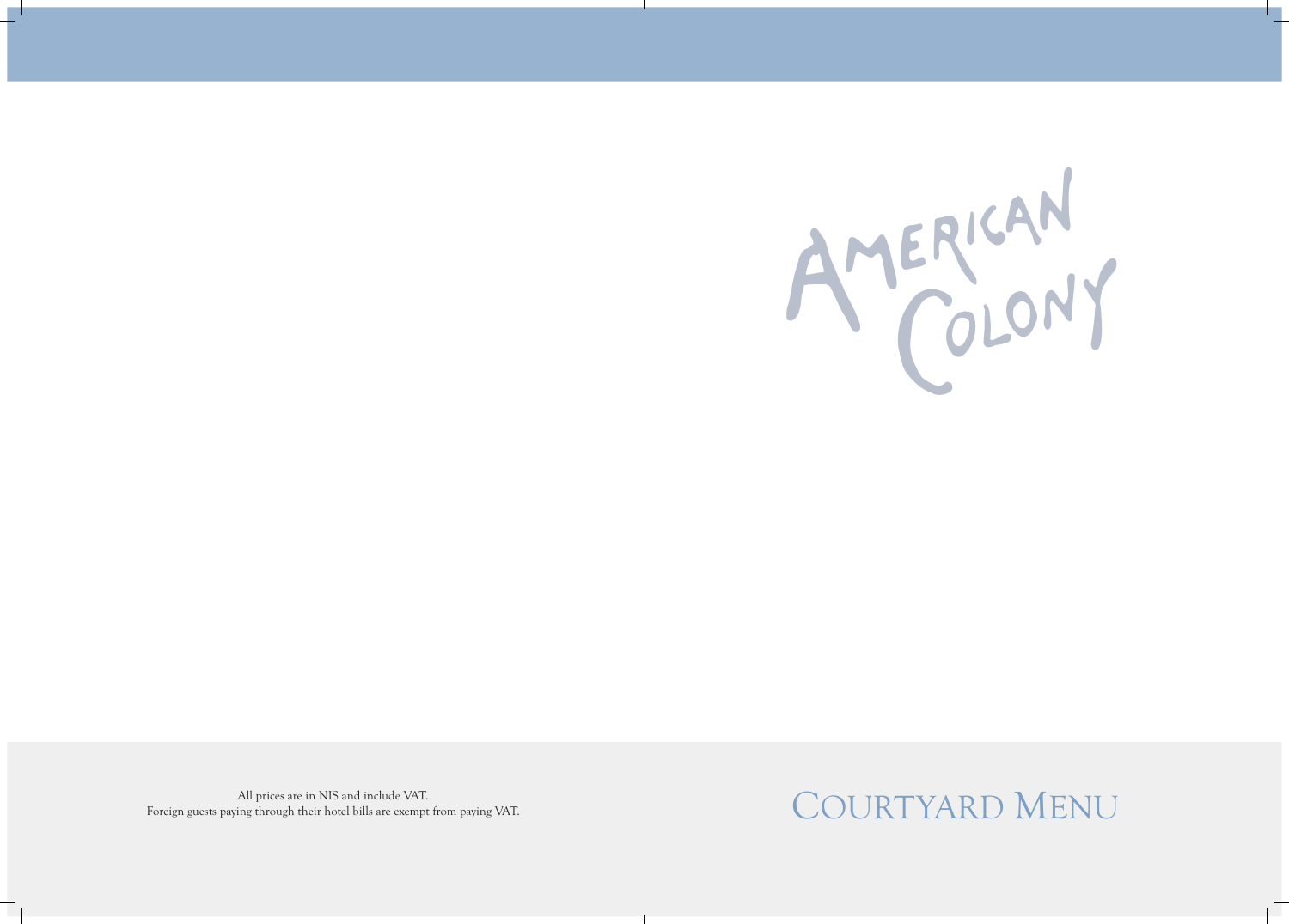# American Colony

## Courtyard Menu

All prices are in NIS and include VAT.
Foreign guests paying through their hotel bills are exempt from paying VAT.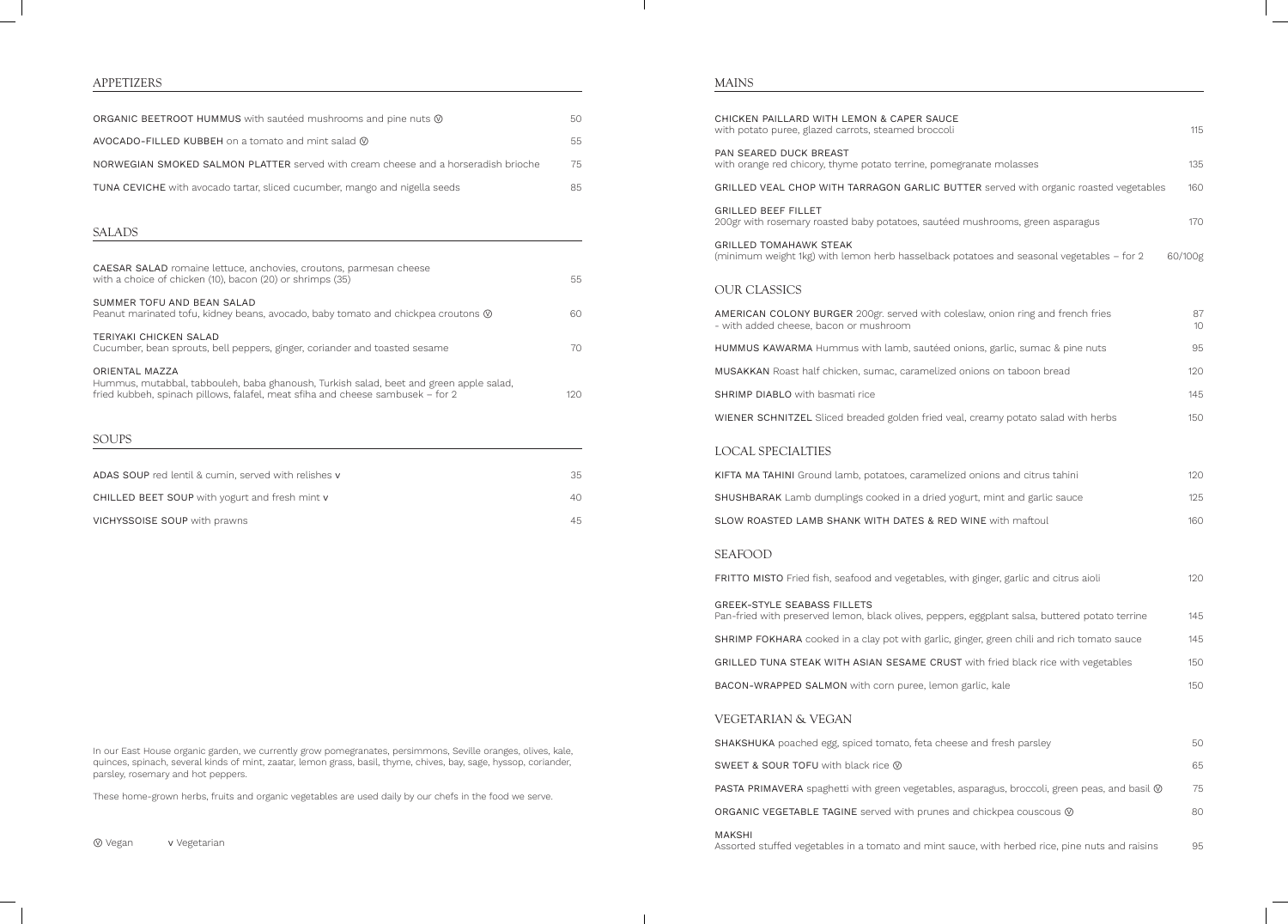## APPETIZERS

| | |
|---|---|
| **ORGANIC BEETROOT HUMMUS** with sautéed mushrooms and pine nuts ⓥ | 50 |
| **AVOCADO-FILLED KUBBEH** on a tomato and mint salad ⓥ | 55 |
| **NORWEGIAN SMOKED SALMON PLATTER** served with cream cheese and a horseradish brioche | 75 |
| **TUNA CEVICHE** with avocado tartar, sliced cucumber, mango and nigella seeds | 85 |

## SALADS

| | |
|---|---|
| **CAESAR SALAD** romaine lettuce, anchovies, croutons, parmesan cheese with a choice of chicken (10), bacon (20) or shrimps (35) | 55 |
| **SUMMER TOFU AND BEAN SALAD** Peanut marinated tofu, kidney beans, avocado, baby tomato and chickpea croutons ⓥ | 60 |
| **TERIYAKI CHICKEN SALAD** Cucumber, bean sprouts, bell peppers, ginger, coriander and toasted sesame | 70 |
| **ORIENTAL MAZZA** Hummus, mutabbal, tabbouleh, baba ghanoush, Turkish salad, beet and green apple salad, fried kubbeh, spinach pillows, falafel, meat sfiha and cheese sambusek – for 2 | 120 |

## SOUPS

| | |
|---|---|
| **ADAS SOUP** red lentil & cumin, served with relishes v | 35 |
| **CHILLED BEET SOUP** with yogurt and fresh mint v | 40 |
| **VICHYSSOISE SOUP** with prawns | 45 |

In our East House organic garden, we currently grow pomegranates, persimmons, Seville oranges, olives, kale, quinces, spinach, several kinds of mint, zaatar, lemon grass, basil, thyme, chives, bay, sage, hyssop, coriander, parsley, rosemary and hot peppers.

These home-grown herbs, fruits and organic vegetables are used daily by our chefs in the food we serve.

ⓥ Vegan v Vegetarian

## MAINS

| | |
|---|---|
| **CHICKEN PAILLARD WITH LEMON & CAPER SAUCE** with potato puree, glazed carrots, steamed broccoli | 115 |
| **PAN SEARED DUCK BREAST** with orange red chicory, thyme potato terrine, pomegranate molasses | 135 |
| **GRILLED VEAL CHOP WITH TARRAGON GARLIC BUTTER** served with organic roasted vegetables | 160 |
| **GRILLED BEEF FILLET** 200gr with rosemary roasted baby potatoes, sautéed mushrooms, green asparagus | 170 |
| **GRILLED TOMAHAWK STEAK** (minimum weight 1kg) with lemon herb hasselback potatoes and seasonal vegetables – for 2 | 60/100g |

## OUR CLASSICS

| | |
|---|---|
| **AMERICAN COLONY BURGER** 200gr. served with coleslaw, onion ring and french fries<br>- with added cheese, bacon or mushroom | 87<br>10 |
| **HUMMUS KAWARMA** Hummus with lamb, sautéed onions, garlic, sumac & pine nuts | 95 |
| **MUSAKKAN** Roast half chicken, sumac, caramelized onions on taboon bread | 120 |
| **SHRIMP DIABLO** with basmati rice | 145 |
| **WIENER SCHNITZEL** Sliced breaded golden fried veal, creamy potato salad with herbs | 150 |

## LOCAL SPECIALTIES

| | |
|---|---|
| **KIFTA MA TAHINI** Ground lamb, potatoes, caramelized onions and citrus tahini | 120 |
| **SHUSHBARAK** Lamb dumplings cooked in a dried yogurt, mint and garlic sauce | 125 |
| **SLOW ROASTED LAMB SHANK WITH DATES & RED WINE** with maftoul | 160 |

## SEAFOOD

| | |
|---|---|
| **FRITTO MISTO** Fried fish, seafood and vegetables, with ginger, garlic and citrus aioli | 120 |
| **GREEK-STYLE SEABASS FILLETS** Pan-fried with preserved lemon, black olives, peppers, eggplant salsa, buttered potato terrine | 145 |
| **SHRIMP FOKHARA** cooked in a clay pot with garlic, ginger, green chili and rich tomato sauce | 145 |
| **GRILLED TUNA STEAK WITH ASIAN SESAME CRUST** with fried black rice with vegetables | 150 |
| **BACON-WRAPPED SALMON** with corn puree, lemon garlic, kale | 150 |

## VEGETARIAN & VEGAN

| | |
|---|---|
| **SHAKSHUKA** poached egg, spiced tomato, feta cheese and fresh parsley | 50 |
| **SWEET & SOUR TOFU** with black rice ⓥ | 65 |
| **PASTA PRIMAVERA** spaghetti with green vegetables, asparagus, broccoli, green peas, and basil ⓥ | 75 |
| **ORGANIC VEGETABLE TAGINE** served with prunes and chickpea couscous ⓥ | 80 |
| **MAKSHI** Assorted stuffed vegetables in a tomato and mint sauce, with herbed rice, pine nuts and raisins | 95 |